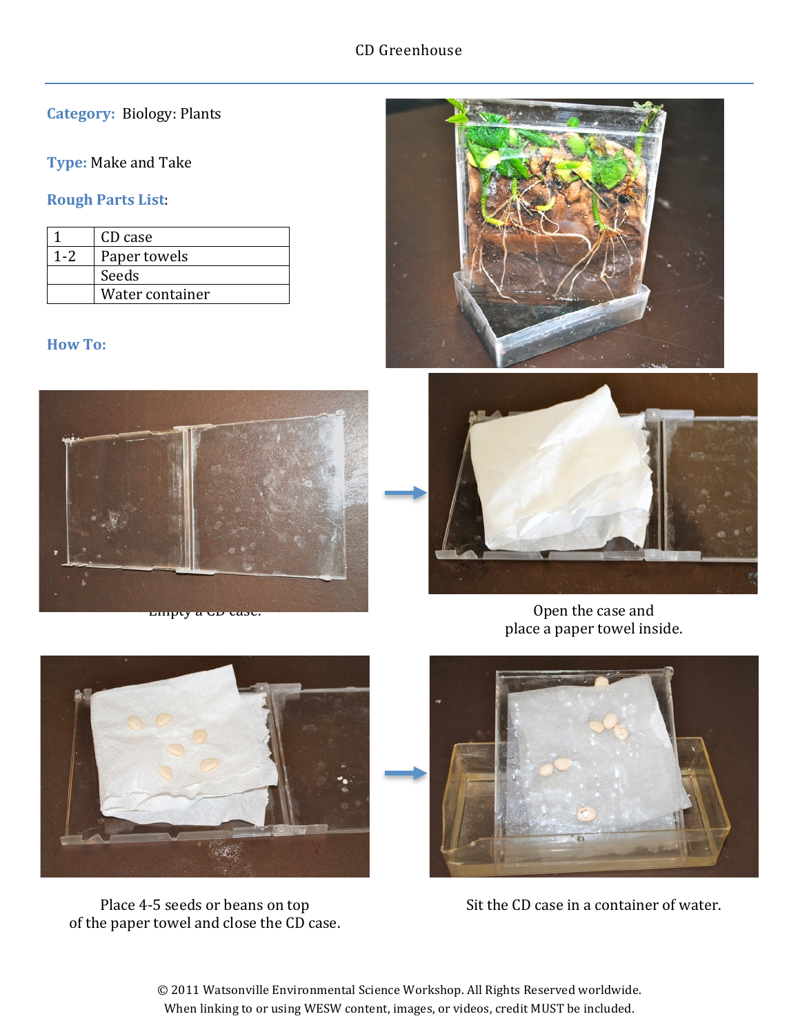# CD Greenhouse

**Category:** Biology: Plants

**Type:** Make and Take

**Rough Parts List**:

| | |
|---|---|
| 1 | CD case |
| 1-2 | Paper towels |
| | Seeds |
| | Water container |

**How To:**

Empty a CD case.

Open the case and place a paper towel inside.

Place 4-5 seeds or beans on top of the paper towel and close the CD case.

Sit the CD case in a container of water.

© 2011 Watsonville Environmental Science Workshop. All Rights Reserved worldwide.
When linking to or using WESW content, images, or videos, credit MUST be included.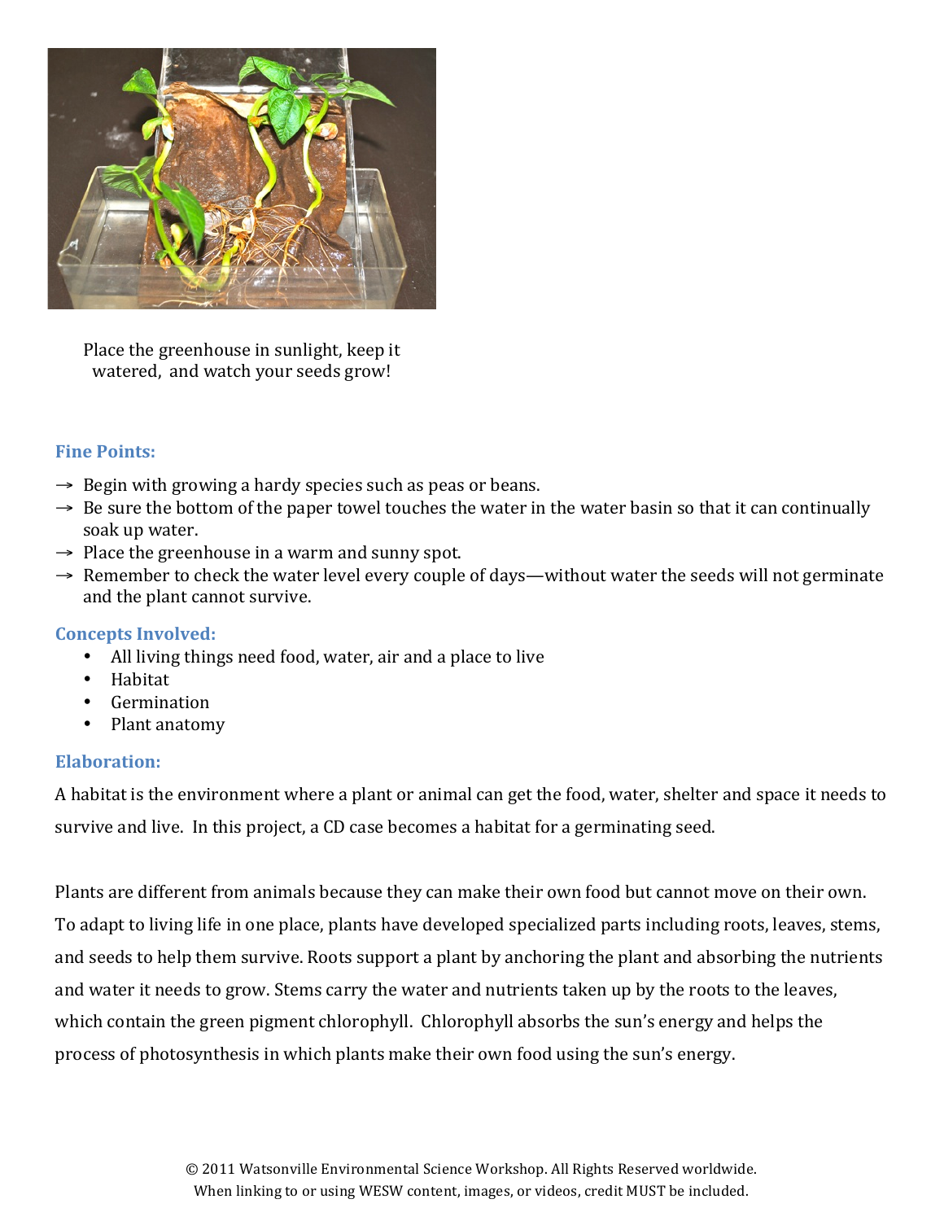Place the greenhouse in sunlight, keep it watered, and watch your seeds grow!

### Fine Points:

- → Begin with growing a hardy species such as peas or beans.
- → Be sure the bottom of the paper towel touches the water in the water basin so that it can continually soak up water.
- → Place the greenhouse in a warm and sunny spot.
- → Remember to check the water level every couple of days—without water the seeds will not germinate and the plant cannot survive.

### Concepts Involved:

- All living things need food, water, air and a place to live
- Habitat
- Germination
- Plant anatomy

### Elaboration:

A habitat is the environment where a plant or animal can get the food, water, shelter and space it needs to survive and live. In this project, a CD case becomes a habitat for a germinating seed.

Plants are different from animals because they can make their own food but cannot move on their own. To adapt to living life in one place, plants have developed specialized parts including roots, leaves, stems, and seeds to help them survive. Roots support a plant by anchoring the plant and absorbing the nutrients and water it needs to grow. Stems carry the water and nutrients taken up by the roots to the leaves, which contain the green pigment chlorophyll. Chlorophyll absorbs the sun's energy and helps the process of photosynthesis in which plants make their own food using the sun's energy.

© 2011 Watsonville Environmental Science Workshop. All Rights Reserved worldwide.
When linking to or using WESW content, images, or videos, credit MUST be included.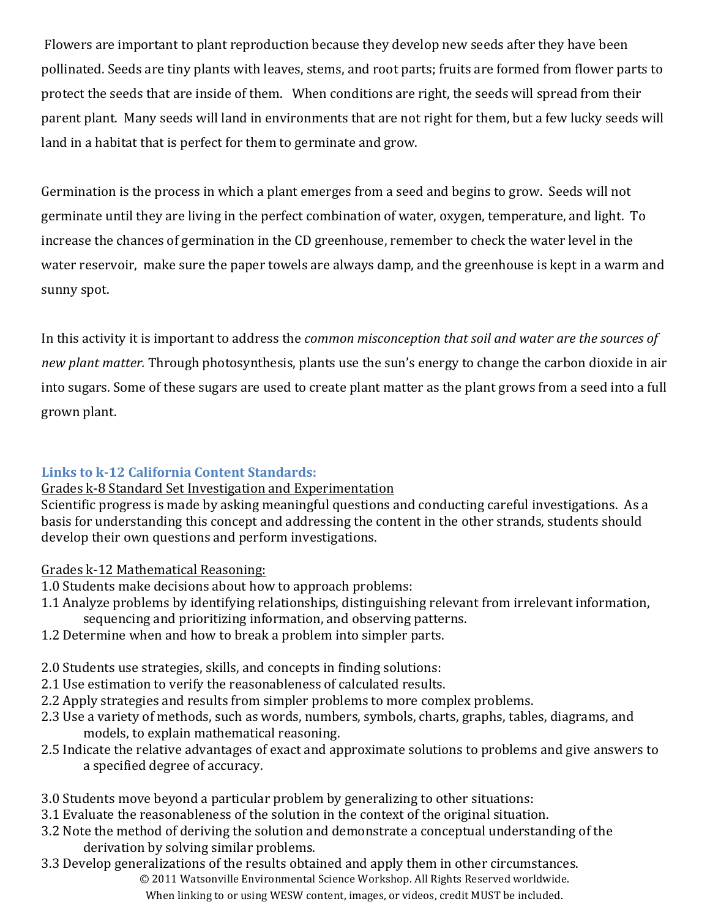Flowers are important to plant reproduction because they develop new seeds after they have been pollinated. Seeds are tiny plants with leaves, stems, and root parts; fruits are formed from flower parts to protect the seeds that are inside of them. When conditions are right, the seeds will spread from their parent plant. Many seeds will land in environments that are not right for them, but a few lucky seeds will land in a habitat that is perfect for them to germinate and grow.

Germination is the process in which a plant emerges from a seed and begins to grow. Seeds will not germinate until they are living in the perfect combination of water, oxygen, temperature, and light. To increase the chances of germination in the CD greenhouse, remember to check the water level in the water reservoir, make sure the paper towels are always damp, and the greenhouse is kept in a warm and sunny spot.

In this activity it is important to address the *common misconception that soil and water are the sources of new plant matter.* Through photosynthesis, plants use the sun's energy to change the carbon dioxide in air into sugars. Some of these sugars are used to create plant matter as the plant grows from a seed into a full grown plant.

### Links to k-12 California Content Standards:

<u>Grades k-8 Standard Set Investigation and Experimentation</u>

Scientific progress is made by asking meaningful questions and conducting careful investigations. As a basis for understanding this concept and addressing the content in the other strands, students should develop their own questions and perform investigations.

<u>Grades k-12 Mathematical Reasoning:</u>

1.0 Students make decisions about how to approach problems:
1.1 Analyze problems by identifying relationships, distinguishing relevant from irrelevant information, sequencing and prioritizing information, and observing patterns.
1.2 Determine when and how to break a problem into simpler parts.

2.0 Students use strategies, skills, and concepts in finding solutions:
2.1 Use estimation to verify the reasonableness of calculated results.
2.2 Apply strategies and results from simpler problems to more complex problems.
2.3 Use a variety of methods, such as words, numbers, symbols, charts, graphs, tables, diagrams, and models, to explain mathematical reasoning.
2.5 Indicate the relative advantages of exact and approximate solutions to problems and give answers to a specified degree of accuracy.

3.0 Students move beyond a particular problem by generalizing to other situations:
3.1 Evaluate the reasonableness of the solution in the context of the original situation.
3.2 Note the method of deriving the solution and demonstrate a conceptual understanding of the derivation by solving similar problems.
3.3 Develop generalizations of the results obtained and apply them in other circumstances.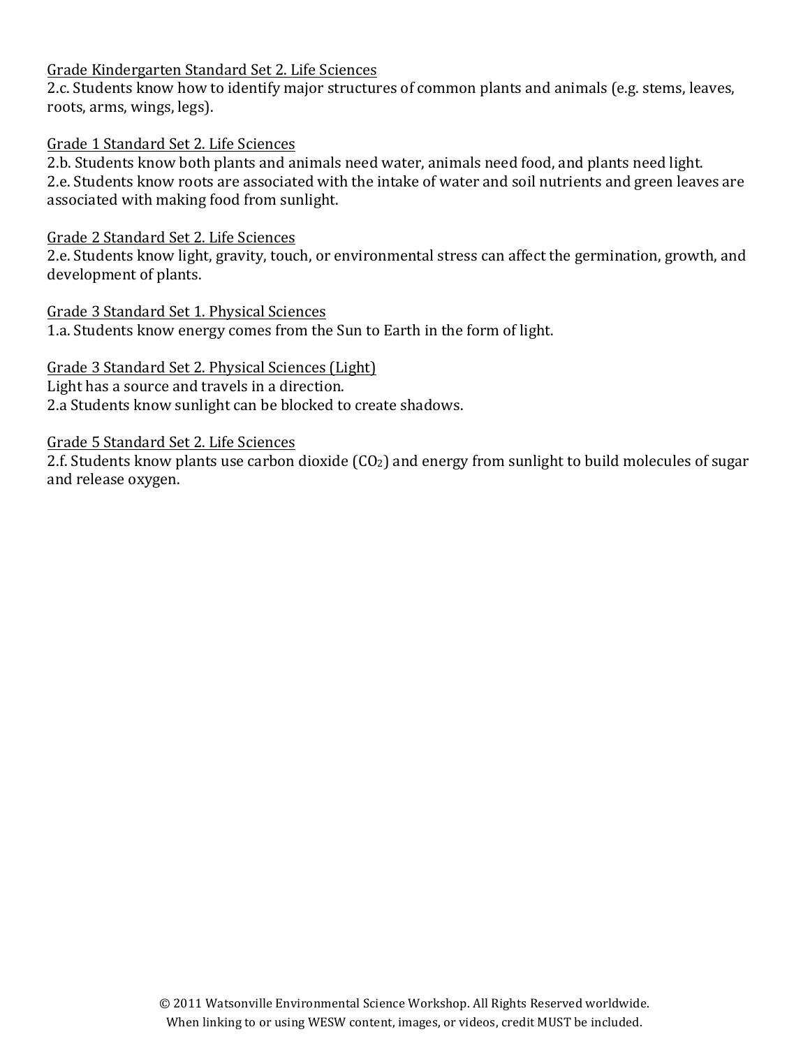Grade Kindergarten Standard Set 2. Life Sciences
2.c. Students know how to identify major structures of common plants and animals (e.g. stems, leaves, roots, arms, wings, legs).

Grade 1 Standard Set 2. Life Sciences
2.b. Students know both plants and animals need water, animals need food, and plants need light.
2.e. Students know roots are associated with the intake of water and soil nutrients and green leaves are associated with making food from sunlight.

Grade 2 Standard Set 2. Life Sciences
2.e. Students know light, gravity, touch, or environmental stress can affect the germination, growth, and development of plants.

Grade 3 Standard Set 1. Physical Sciences
1.a. Students know energy comes from the Sun to Earth in the form of light.

Grade 3 Standard Set 2. Physical Sciences (Light)
Light has a source and travels in a direction.
2.a Students know sunlight can be blocked to create shadows.

Grade 5 Standard Set 2. Life Sciences
2.f. Students know plants use carbon dioxide ($CO_2$) and energy from sunlight to build molecules of sugar and release oxygen.

© 2011 Watsonville Environmental Science Workshop. All Rights Reserved worldwide.
When linking to or using WESW content, images, or videos, credit MUST be included.